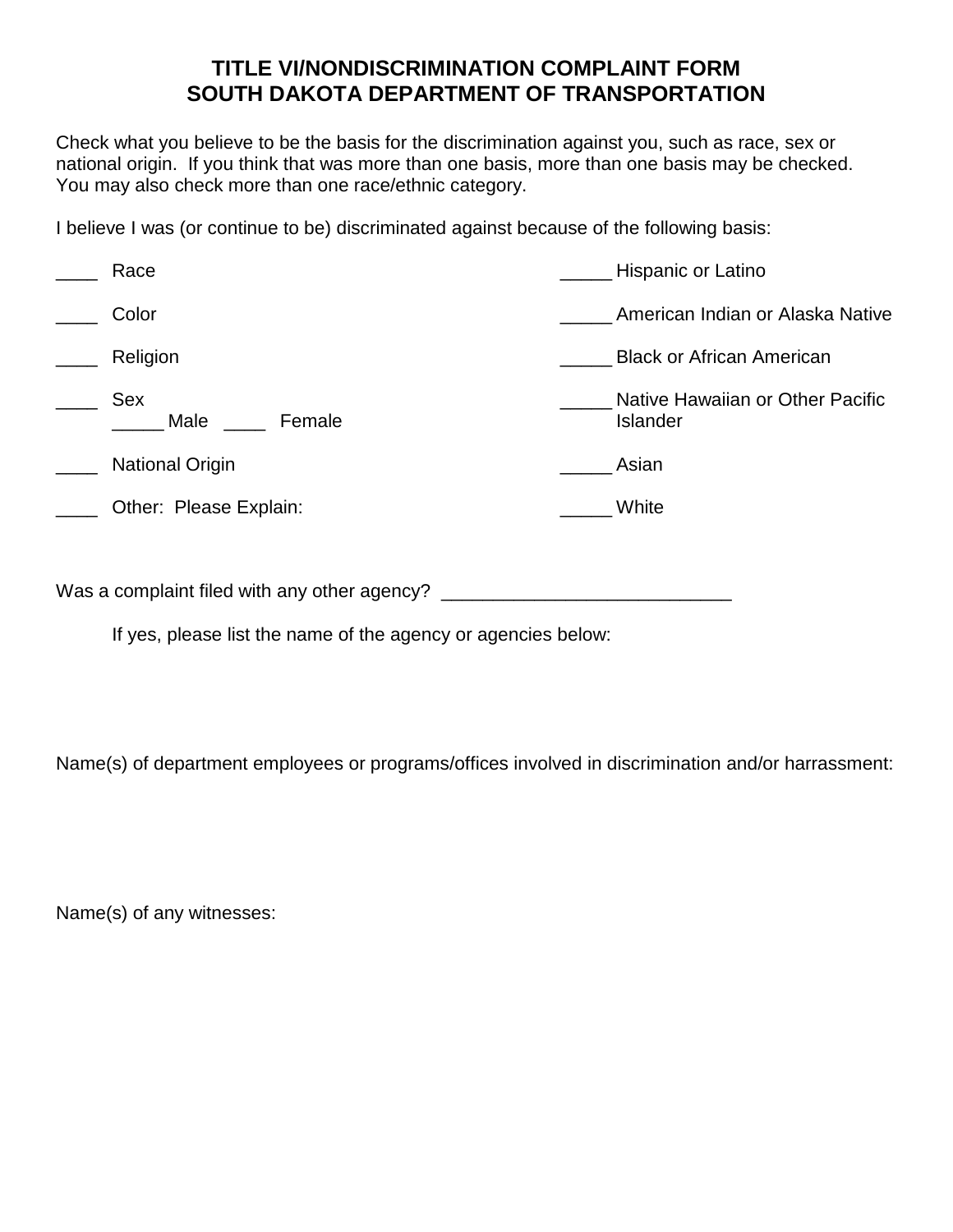# TITLE VI/NONDISCRIMINATION COMPLAINT FORM
# SOUTH DAKOTA DEPARTMENT OF TRANSPORTATION

Check what you believe to be the basis for the discrimination against you, such as race, sex or national origin. If you think that was more than one basis, more than one basis may be checked. You may also check more than one race/ethnic category.

I believe I was (or continue to be) discriminated against because of the following basis:

____ Race

____ Color

____ Religion

____ Sex
_____ Male ____ Female

____ National Origin

____ Other: Please Explain:

_____ Hispanic or Latino

_____ American Indian or Alaska Native

_____ Black or African American

_____ Native Hawaiian or Other Pacific Islander

_____ Asian

_____ White

Was a complaint filed with any other agency? ___________________________

If yes, please list the name of the agency or agencies below:

Name(s) of department employees or programs/offices involved in discrimination and/or harrassment:

Name(s) of any witnesses: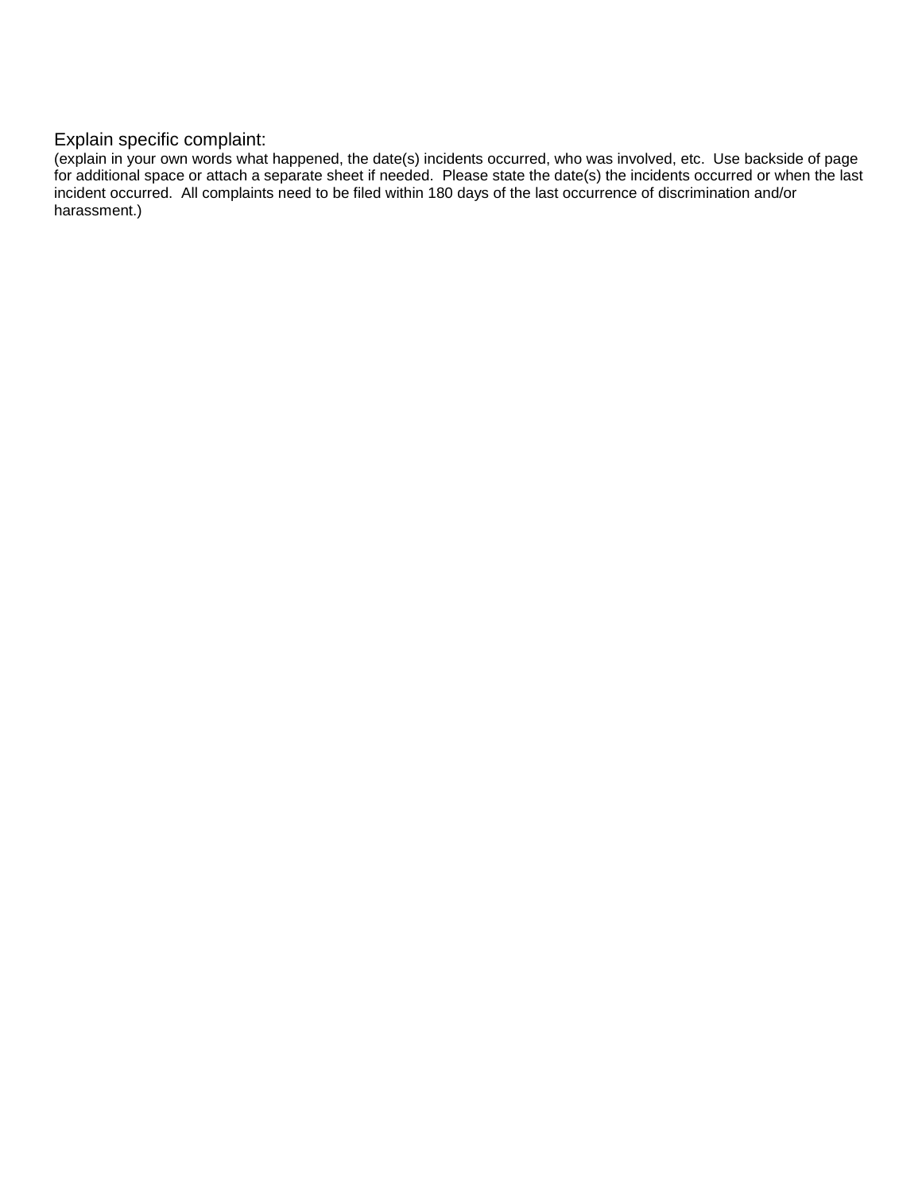Explain specific complaint:

(explain in your own words what happened, the date(s) incidents occurred, who was involved, etc.  Use backside of page for additional space or attach a separate sheet if needed.  Please state the date(s) the incidents occurred or when the last incident occurred.  All complaints need to be filed within 180 days of the last occurrence of discrimination and/or harassment.)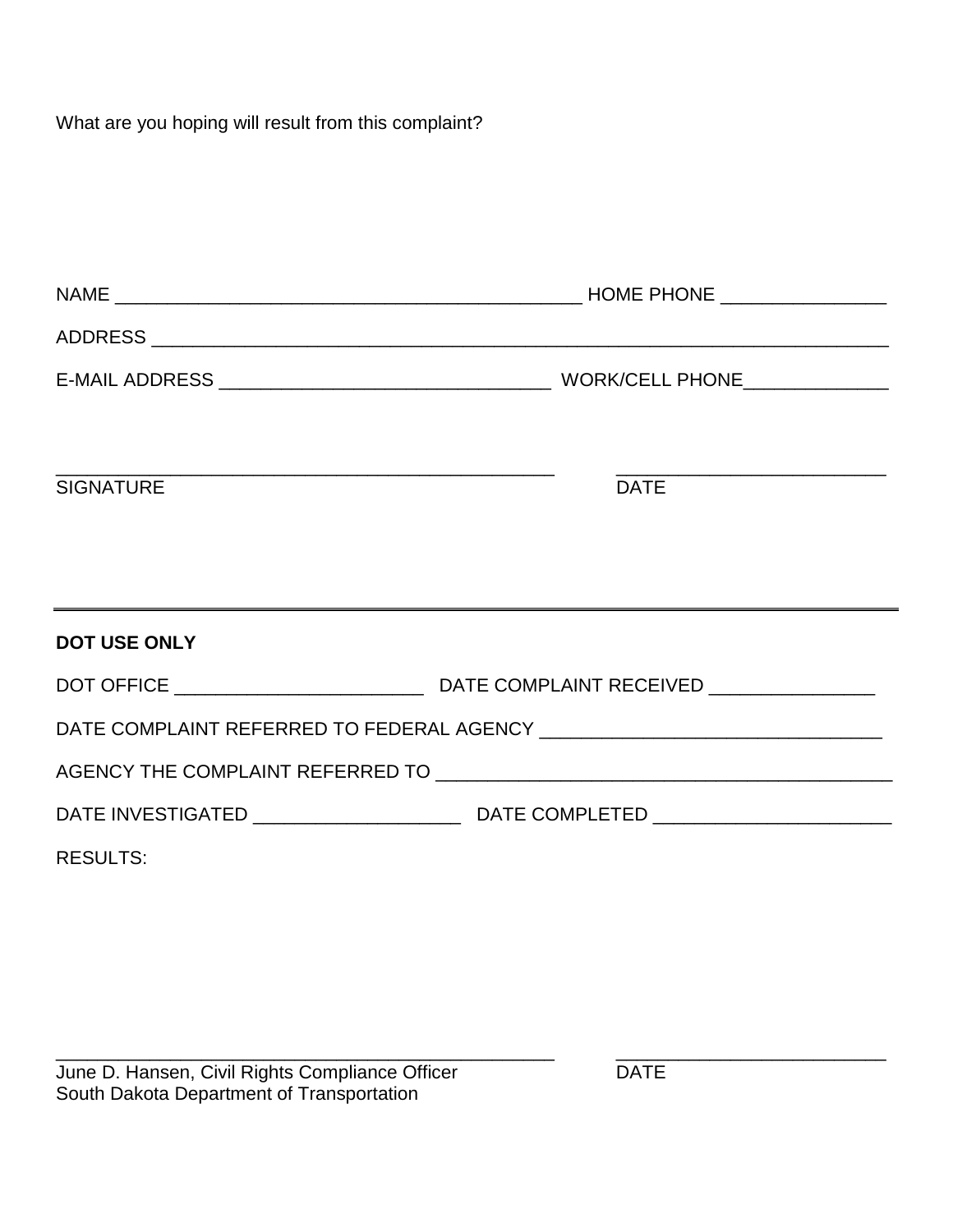What are you hoping will result from this complaint?

NAME _____________________________________________ HOME PHONE ________________

ADDRESS _______________________________________________________________________

E-MAIL ADDRESS ________________________________ WORK/CELL PHONE______________

_______________________________________________ __________________________

SIGNATURE DATE

---

**DOT USE ONLY**

DOT OFFICE ________________________ DATE COMPLAINT RECEIVED ________________

DATE COMPLAINT REFERRED TO FEDERAL AGENCY ________________________________

AGENCY THE COMPLAINT REFERRED TO ____________________________________________

DATE INVESTIGATED ____________________ DATE COMPLETED _______________________

RESULTS:

_______________________________________________ __________________________

June D. Hansen, Civil Rights Compliance Officer DATE
South Dakota Department of Transportation